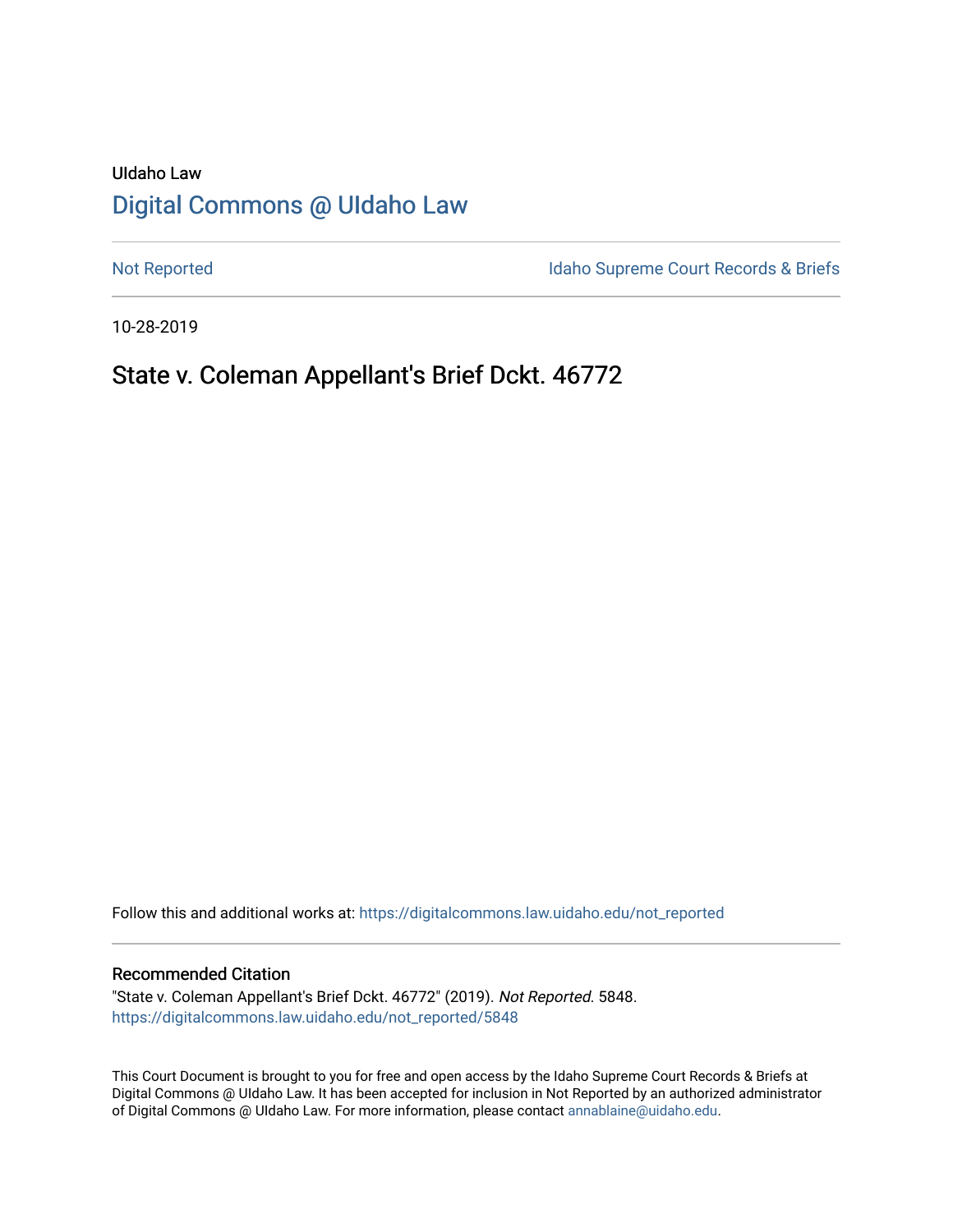UIdaho Law

# Digital Commons @ UIdaho Law

Not Reported

Idaho Supreme Court Records & Briefs

10-28-2019

## State v. Coleman Appellant's Brief Dckt. 46772

Follow this and additional works at: https://digitalcommons.law.uidaho.edu/not_reported

### Recommended Citation

"State v. Coleman Appellant's Brief Dckt. 46772" (2019). *Not Reported*. 5848.
https://digitalcommons.law.uidaho.edu/not_reported/5848

This Court Document is brought to you for free and open access by the Idaho Supreme Court Records & Briefs at Digital Commons @ UIdaho Law. It has been accepted for inclusion in Not Reported by an authorized administrator of Digital Commons @ UIdaho Law. For more information, please contact annablaine@uidaho.edu.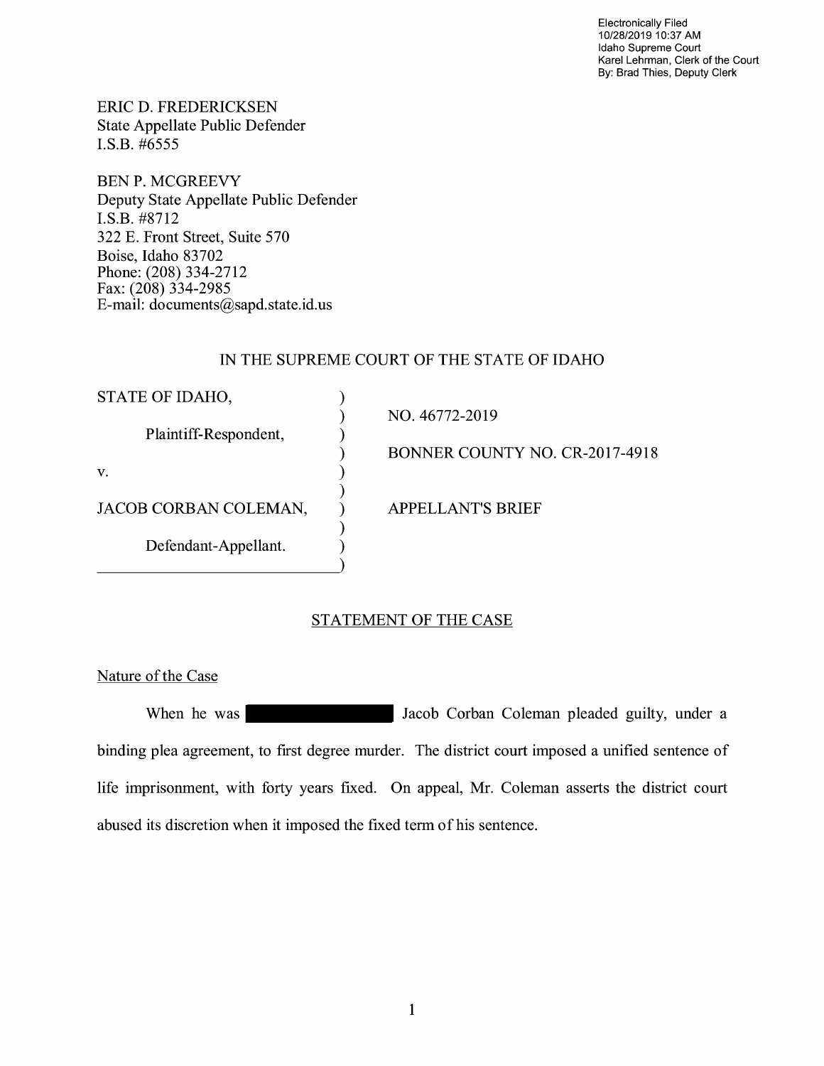Electronically Filed
10/28/2019 10:37 AM
Idaho Supreme Court
Karel Lehrman, Clerk of the Court
By: Brad Thies, Deputy Clerk

ERIC D. FREDERICKSEN
State Appellate Public Defender
I.S.B. #6555

BEN P. MCGREEVY
Deputy State Appellate Public Defender
I.S.B. #8712
322 E. Front Street, Suite 570
Boise, Idaho 83702
Phone: (208) 334-2712
Fax: (208) 334-2985
E-mail: documents@sapd.state.id.us

IN THE SUPREME COURT OF THE STATE OF IDAHO

| | | |
|---|---|---|
| STATE OF IDAHO, | ) | NO. 46772-2019 |
| Plaintiff-Respondent, | ) | BONNER COUNTY NO. CR-2017-4918 |
| v. | ) | |
| JACOB CORBAN COLEMAN, | ) | APPELLANT'S BRIEF |
| Defendant-Appellant. | ) | |

## STATEMENT OF THE CASE

### Nature of the Case

When he was [REDACTED] Jacob Corban Coleman pleaded guilty, under a binding plea agreement, to first degree murder. The district court imposed a unified sentence of life imprisonment, with forty years fixed. On appeal, Mr. Coleman asserts the district court abused its discretion when it imposed the fixed term of his sentence.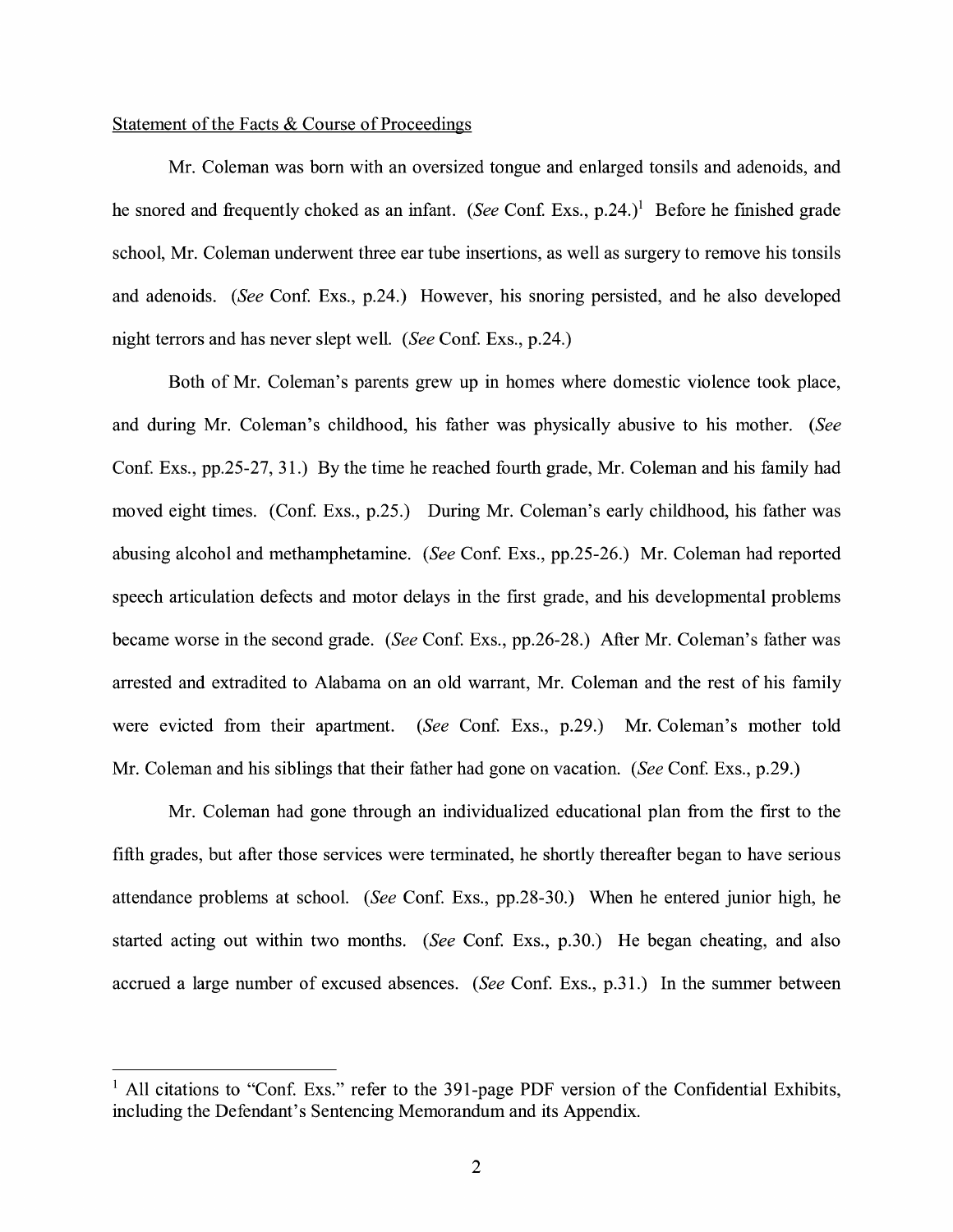Statement of the Facts & Course of Proceedings

Mr. Coleman was born with an oversized tongue and enlarged tonsils and adenoids, and he snored and frequently choked as an infant. (*See* Conf. Exs., p.24.)[1] Before he finished grade school, Mr. Coleman underwent three ear tube insertions, as well as surgery to remove his tonsils and adenoids. (*See* Conf. Exs., p.24.) However, his snoring persisted, and he also developed night terrors and has never slept well. (*See* Conf. Exs., p.24.)

Both of Mr. Coleman's parents grew up in homes where domestic violence took place, and during Mr. Coleman's childhood, his father was physically abusive to his mother. (*See* Conf. Exs., pp.25-27, 31.) By the time he reached fourth grade, Mr. Coleman and his family had moved eight times. (Conf. Exs., p.25.) During Mr. Coleman's early childhood, his father was abusing alcohol and methamphetamine. (*See* Conf. Exs., pp.25-26.) Mr. Coleman had reported speech articulation defects and motor delays in the first grade, and his developmental problems became worse in the second grade. (*See* Conf. Exs., pp.26-28.) After Mr. Coleman's father was arrested and extradited to Alabama on an old warrant, Mr. Coleman and the rest of his family were evicted from their apartment. (*See* Conf. Exs., p.29.) Mr. Coleman's mother told Mr. Coleman and his siblings that their father had gone on vacation. (*See* Conf. Exs., p.29.)

Mr. Coleman had gone through an individualized educational plan from the first to the fifth grades, but after those services were terminated, he shortly thereafter began to have serious attendance problems at school. (*See* Conf. Exs., pp.28-30.) When he entered junior high, he started acting out within two months. (*See* Conf. Exs., p.30.) He began cheating, and also accrued a large number of excused absences. (*See* Conf. Exs., p.31.) In the summer between

[1] All citations to "Conf. Exs." refer to the 391-page PDF version of the Confidential Exhibits, including the Defendant's Sentencing Memorandum and its Appendix.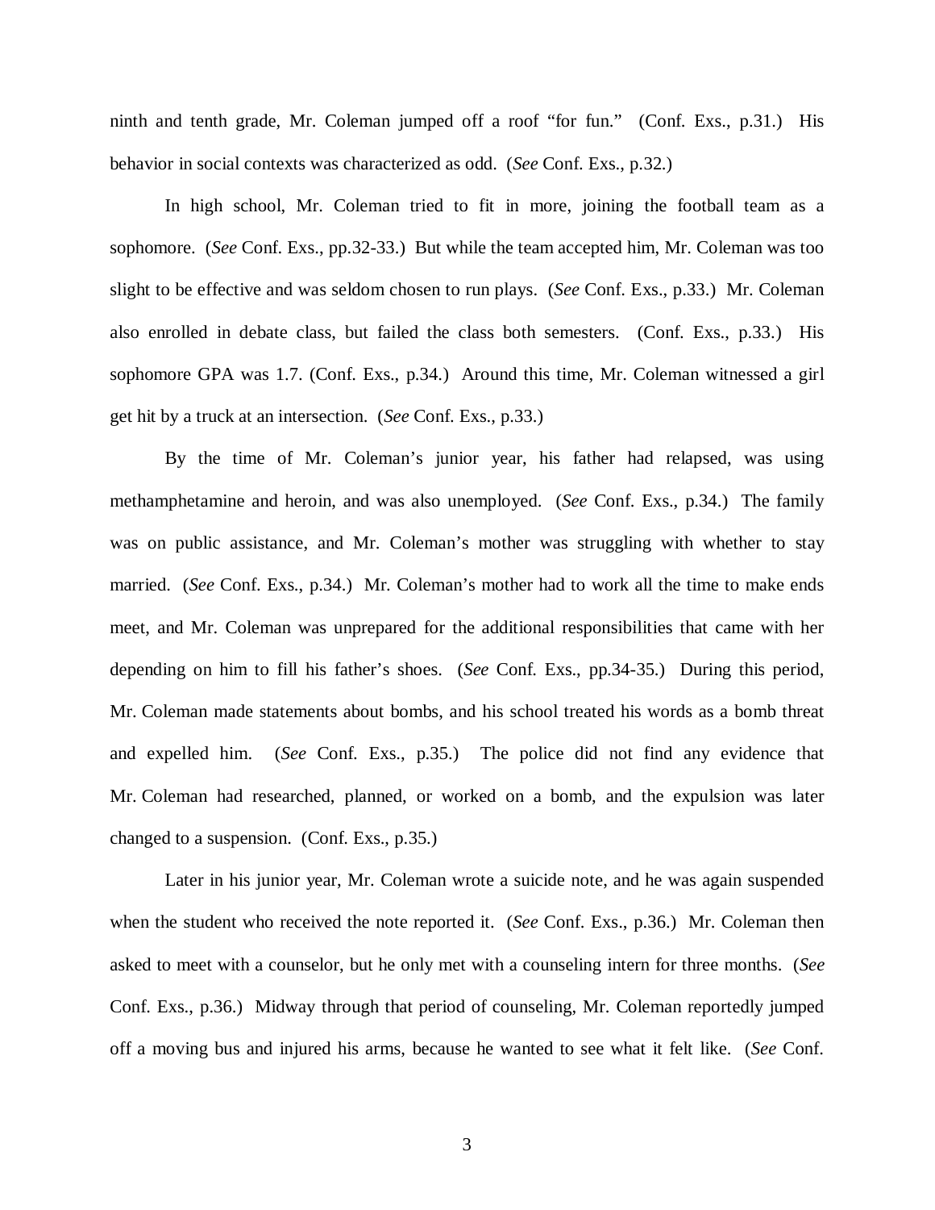ninth and tenth grade, Mr. Coleman jumped off a roof "for fun." (Conf. Exs., p.31.) His behavior in social contexts was characterized as odd. (*See* Conf. Exs., p.32.)

In high school, Mr. Coleman tried to fit in more, joining the football team as a sophomore. (*See* Conf. Exs., pp.32-33.) But while the team accepted him, Mr. Coleman was too slight to be effective and was seldom chosen to run plays. (*See* Conf. Exs., p.33.) Mr. Coleman also enrolled in debate class, but failed the class both semesters. (Conf. Exs., p.33.) His sophomore GPA was 1.7. (Conf. Exs., p.34.) Around this time, Mr. Coleman witnessed a girl get hit by a truck at an intersection. (*See* Conf. Exs., p.33.)

By the time of Mr. Coleman's junior year, his father had relapsed, was using methamphetamine and heroin, and was also unemployed. (*See* Conf. Exs., p.34.) The family was on public assistance, and Mr. Coleman's mother was struggling with whether to stay married. (*See* Conf. Exs., p.34.) Mr. Coleman's mother had to work all the time to make ends meet, and Mr. Coleman was unprepared for the additional responsibilities that came with her depending on him to fill his father's shoes. (*See* Conf. Exs., pp.34-35.) During this period, Mr. Coleman made statements about bombs, and his school treated his words as a bomb threat and expelled him. (*See* Conf. Exs., p.35.) The police did not find any evidence that Mr. Coleman had researched, planned, or worked on a bomb, and the expulsion was later changed to a suspension. (Conf. Exs., p.35.)

Later in his junior year, Mr. Coleman wrote a suicide note, and he was again suspended when the student who received the note reported it. (*See* Conf. Exs., p.36.) Mr. Coleman then asked to meet with a counselor, but he only met with a counseling intern for three months. (*See* Conf. Exs., p.36.) Midway through that period of counseling, Mr. Coleman reportedly jumped off a moving bus and injured his arms, because he wanted to see what it felt like. (*See* Conf.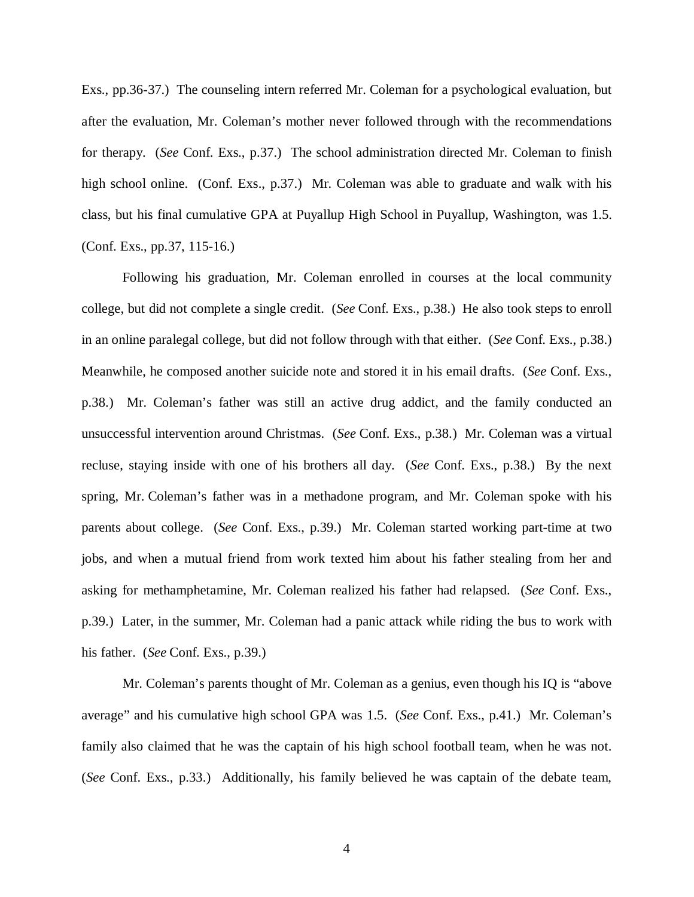Exs., pp.36-37.) The counseling intern referred Mr. Coleman for a psychological evaluation, but after the evaluation, Mr. Coleman's mother never followed through with the recommendations for therapy. (*See* Conf. Exs., p.37.) The school administration directed Mr. Coleman to finish high school online. (Conf. Exs., p.37.) Mr. Coleman was able to graduate and walk with his class, but his final cumulative GPA at Puyallup High School in Puyallup, Washington, was 1.5. (Conf. Exs., pp.37, 115-16.)

Following his graduation, Mr. Coleman enrolled in courses at the local community college, but did not complete a single credit. (*See* Conf. Exs., p.38.) He also took steps to enroll in an online paralegal college, but did not follow through with that either. (*See* Conf. Exs., p.38.) Meanwhile, he composed another suicide note and stored it in his email drafts. (*See* Conf. Exs., p.38.) Mr. Coleman's father was still an active drug addict, and the family conducted an unsuccessful intervention around Christmas. (*See* Conf. Exs., p.38.) Mr. Coleman was a virtual recluse, staying inside with one of his brothers all day. (*See* Conf. Exs., p.38.) By the next spring, Mr. Coleman's father was in a methadone program, and Mr. Coleman spoke with his parents about college. (*See* Conf. Exs., p.39.) Mr. Coleman started working part-time at two jobs, and when a mutual friend from work texted him about his father stealing from her and asking for methamphetamine, Mr. Coleman realized his father had relapsed. (*See* Conf. Exs., p.39.) Later, in the summer, Mr. Coleman had a panic attack while riding the bus to work with his father. (*See* Conf. Exs., p.39.)

Mr. Coleman's parents thought of Mr. Coleman as a genius, even though his IQ is "above average" and his cumulative high school GPA was 1.5. (*See* Conf. Exs., p.41.) Mr. Coleman's family also claimed that he was the captain of his high school football team, when he was not. (*See* Conf. Exs., p.33.) Additionally, his family believed he was captain of the debate team,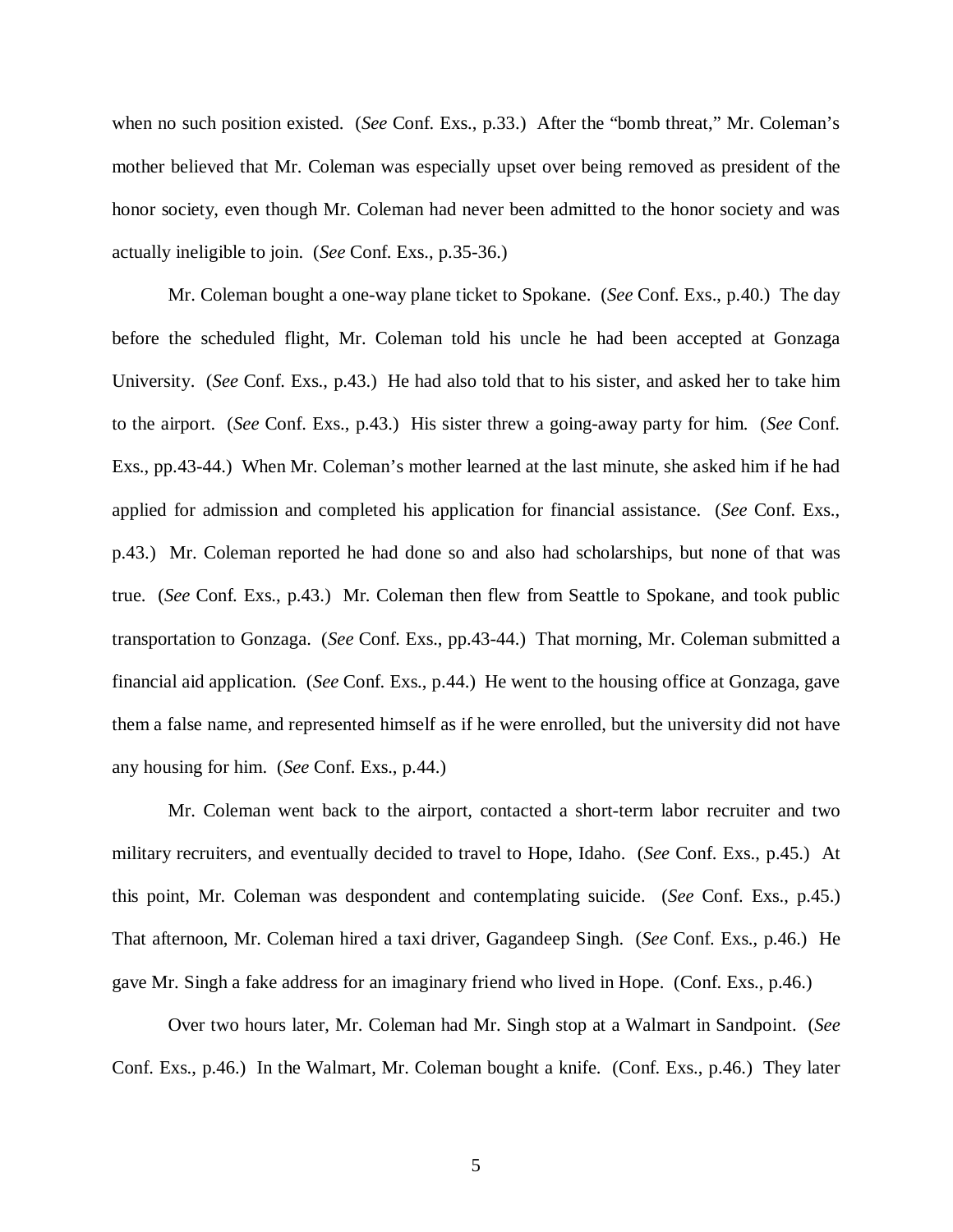when no such position existed. (*See* Conf. Exs., p.33.) After the "bomb threat," Mr. Coleman's mother believed that Mr. Coleman was especially upset over being removed as president of the honor society, even though Mr. Coleman had never been admitted to the honor society and was actually ineligible to join. (*See* Conf. Exs., p.35-36.)

Mr. Coleman bought a one-way plane ticket to Spokane. (*See* Conf. Exs., p.40.) The day before the scheduled flight, Mr. Coleman told his uncle he had been accepted at Gonzaga University. (*See* Conf. Exs., p.43.) He had also told that to his sister, and asked her to take him to the airport. (*See* Conf. Exs., p.43.) His sister threw a going-away party for him. (*See* Conf. Exs., pp.43-44.) When Mr. Coleman's mother learned at the last minute, she asked him if he had applied for admission and completed his application for financial assistance. (*See* Conf. Exs., p.43.) Mr. Coleman reported he had done so and also had scholarships, but none of that was true. (*See* Conf. Exs., p.43.) Mr. Coleman then flew from Seattle to Spokane, and took public transportation to Gonzaga. (*See* Conf. Exs., pp.43-44.) That morning, Mr. Coleman submitted a financial aid application. (*See* Conf. Exs., p.44.) He went to the housing office at Gonzaga, gave them a false name, and represented himself as if he were enrolled, but the university did not have any housing for him. (*See* Conf. Exs., p.44.)

Mr. Coleman went back to the airport, contacted a short-term labor recruiter and two military recruiters, and eventually decided to travel to Hope, Idaho. (*See* Conf. Exs., p.45.) At this point, Mr. Coleman was despondent and contemplating suicide. (*See* Conf. Exs., p.45.) That afternoon, Mr. Coleman hired a taxi driver, Gagandeep Singh. (*See* Conf. Exs., p.46.) He gave Mr. Singh a fake address for an imaginary friend who lived in Hope. (Conf. Exs., p.46.)

Over two hours later, Mr. Coleman had Mr. Singh stop at a Walmart in Sandpoint. (*See* Conf. Exs., p.46.) In the Walmart, Mr. Coleman bought a knife. (Conf. Exs., p.46.) They later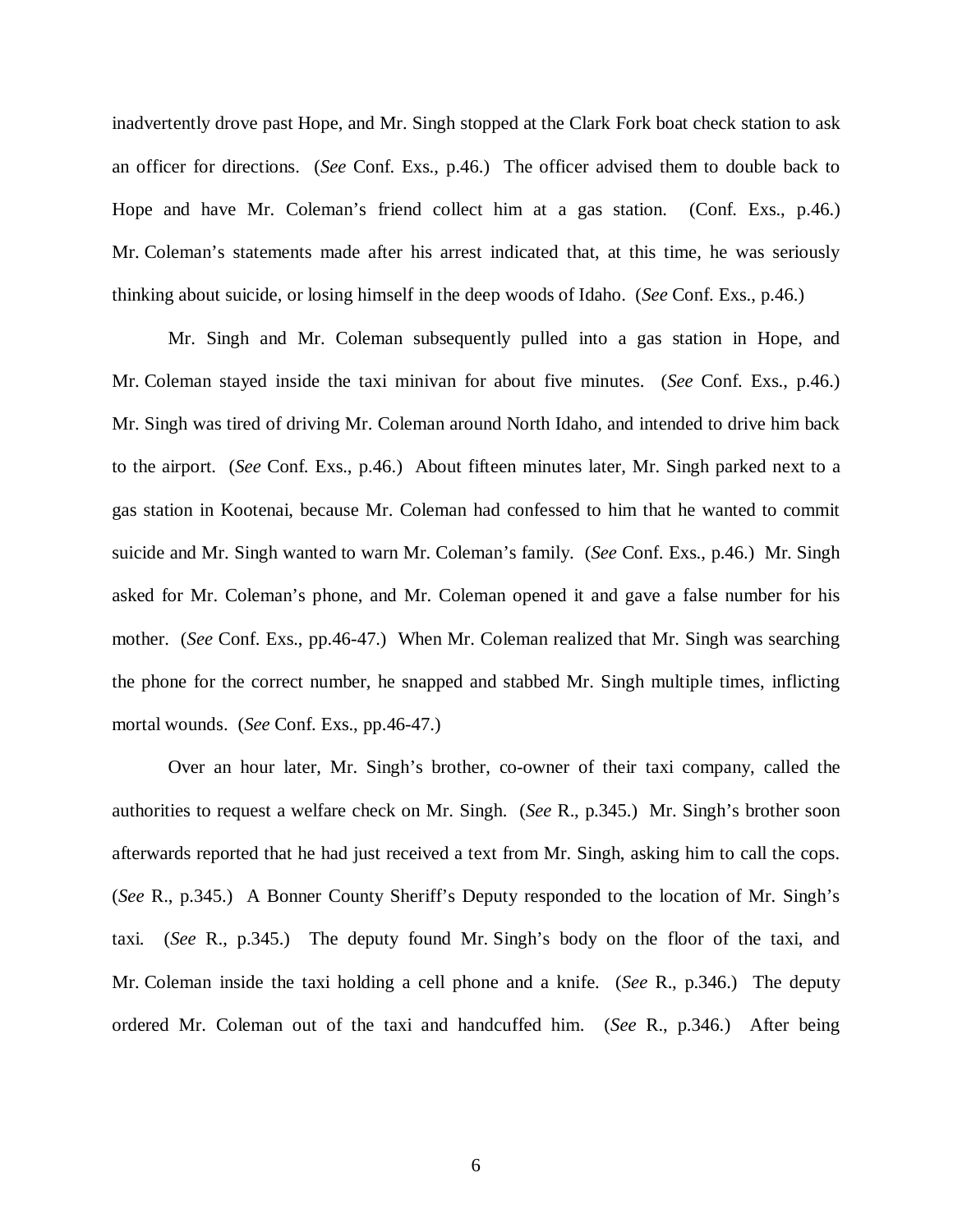inadvertently drove past Hope, and Mr. Singh stopped at the Clark Fork boat check station to ask an officer for directions. (*See* Conf. Exs., p.46.) The officer advised them to double back to Hope and have Mr. Coleman's friend collect him at a gas station. (Conf. Exs., p.46.) Mr. Coleman's statements made after his arrest indicated that, at this time, he was seriously thinking about suicide, or losing himself in the deep woods of Idaho. (*See* Conf. Exs., p.46.)

Mr. Singh and Mr. Coleman subsequently pulled into a gas station in Hope, and Mr. Coleman stayed inside the taxi minivan for about five minutes. (*See* Conf. Exs., p.46.) Mr. Singh was tired of driving Mr. Coleman around North Idaho, and intended to drive him back to the airport. (*See* Conf. Exs., p.46.) About fifteen minutes later, Mr. Singh parked next to a gas station in Kootenai, because Mr. Coleman had confessed to him that he wanted to commit suicide and Mr. Singh wanted to warn Mr. Coleman's family. (*See* Conf. Exs., p.46.) Mr. Singh asked for Mr. Coleman's phone, and Mr. Coleman opened it and gave a false number for his mother. (*See* Conf. Exs., pp.46-47.) When Mr. Coleman realized that Mr. Singh was searching the phone for the correct number, he snapped and stabbed Mr. Singh multiple times, inflicting mortal wounds. (*See* Conf. Exs., pp.46-47.)

Over an hour later, Mr. Singh's brother, co-owner of their taxi company, called the authorities to request a welfare check on Mr. Singh. (*See* R., p.345.) Mr. Singh's brother soon afterwards reported that he had just received a text from Mr. Singh, asking him to call the cops. (*See* R., p.345.) A Bonner County Sheriff's Deputy responded to the location of Mr. Singh's taxi. (*See* R., p.345.) The deputy found Mr. Singh's body on the floor of the taxi, and Mr. Coleman inside the taxi holding a cell phone and a knife. (*See* R., p.346.) The deputy ordered Mr. Coleman out of the taxi and handcuffed him. (*See* R., p.346.) After being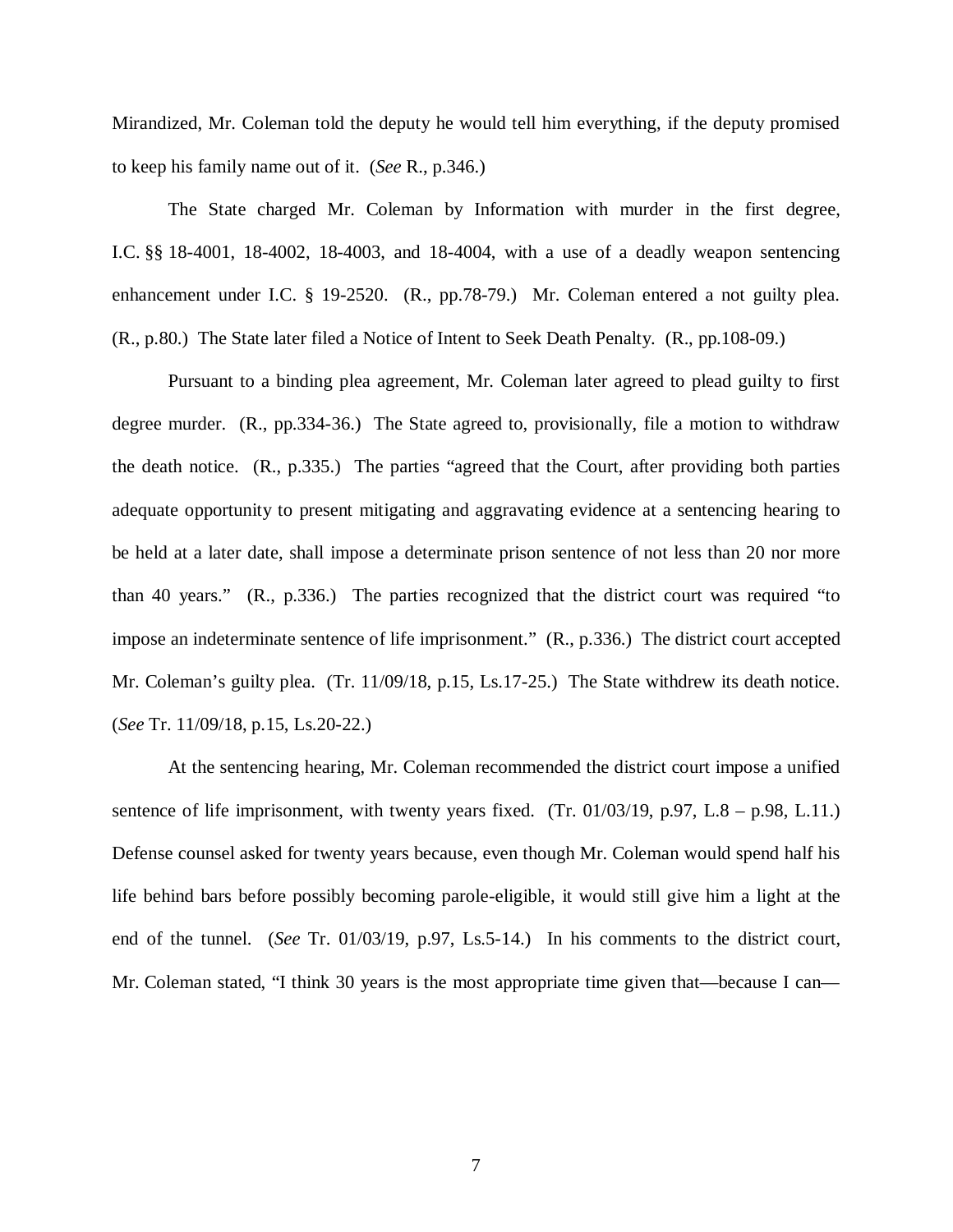Mirandized, Mr. Coleman told the deputy he would tell him everything, if the deputy promised to keep his family name out of it. (*See* R., p.346.)

The State charged Mr. Coleman by Information with murder in the first degree, I.C. §§ 18-4001, 18-4002, 18-4003, and 18-4004, with a use of a deadly weapon sentencing enhancement under I.C. § 19-2520. (R., pp.78-79.) Mr. Coleman entered a not guilty plea. (R., p.80.) The State later filed a Notice of Intent to Seek Death Penalty. (R., pp.108-09.)

Pursuant to a binding plea agreement, Mr. Coleman later agreed to plead guilty to first degree murder. (R., pp.334-36.) The State agreed to, provisionally, file a motion to withdraw the death notice. (R., p.335.) The parties "agreed that the Court, after providing both parties adequate opportunity to present mitigating and aggravating evidence at a sentencing hearing to be held at a later date, shall impose a determinate prison sentence of not less than 20 nor more than 40 years." (R., p.336.) The parties recognized that the district court was required "to impose an indeterminate sentence of life imprisonment." (R., p.336.) The district court accepted Mr. Coleman's guilty plea. (Tr. 11/09/18, p.15, Ls.17-25.) The State withdrew its death notice. (*See* Tr. 11/09/18, p.15, Ls.20-22.)

At the sentencing hearing, Mr. Coleman recommended the district court impose a unified sentence of life imprisonment, with twenty years fixed. (Tr. 01/03/19, p.97, L.8 – p.98, L.11.) Defense counsel asked for twenty years because, even though Mr. Coleman would spend half his life behind bars before possibly becoming parole-eligible, it would still give him a light at the end of the tunnel. (*See* Tr. 01/03/19, p.97, Ls.5-14.) In his comments to the district court, Mr. Coleman stated, "I think 30 years is the most appropriate time given that—because I can—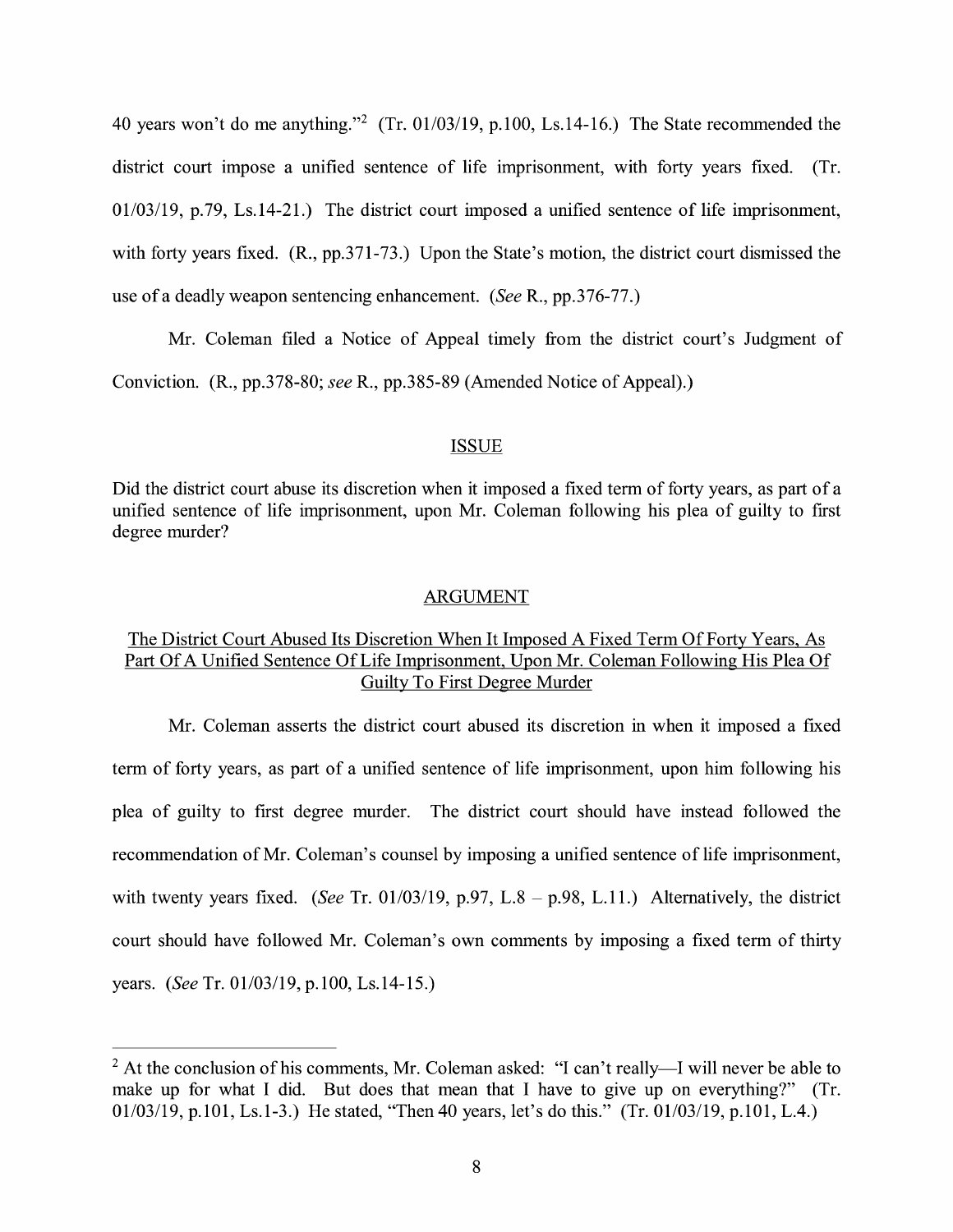40 years won't do me anything."[2] (Tr. 01/03/19, p.100, Ls.14-16.) The State recommended the district court impose a unified sentence of life imprisonment, with forty years fixed. (Tr. 01/03/19, p.79, Ls.14-21.) The district court imposed a unified sentence of life imprisonment, with forty years fixed. (R., pp.371-73.) Upon the State's motion, the district court dismissed the use of a deadly weapon sentencing enhancement. (*See* R., pp.376-77.)

Mr. Coleman filed a Notice of Appeal timely from the district court's Judgment of Conviction. (R., pp.378-80; *see* R., pp.385-89 (Amended Notice of Appeal).)

## ISSUE

Did the district court abuse its discretion when it imposed a fixed term of forty years, as part of a unified sentence of life imprisonment, upon Mr. Coleman following his plea of guilty to first degree murder?

## ARGUMENT

### The District Court Abused Its Discretion When It Imposed A Fixed Term Of Forty Years, As Part Of A Unified Sentence Of Life Imprisonment, Upon Mr. Coleman Following His Plea Of Guilty To First Degree Murder

Mr. Coleman asserts the district court abused its discretion in when it imposed a fixed term of forty years, as part of a unified sentence of life imprisonment, upon him following his plea of guilty to first degree murder. The district court should have instead followed the recommendation of Mr. Coleman's counsel by imposing a unified sentence of life imprisonment, with twenty years fixed. (*See* Tr. 01/03/19, p.97, L.8 – p.98, L.11.) Alternatively, the district court should have followed Mr. Coleman's own comments by imposing a fixed term of thirty years. (*See* Tr. 01/03/19, p.100, Ls.14-15.)

---

[2] At the conclusion of his comments, Mr. Coleman asked: "I can't really—I will never be able to make up for what I did. But does that mean that I have to give up on everything?" (Tr. 01/03/19, p.101, Ls.1-3.) He stated, "Then 40 years, let's do this." (Tr. 01/03/19, p.101, L.4.)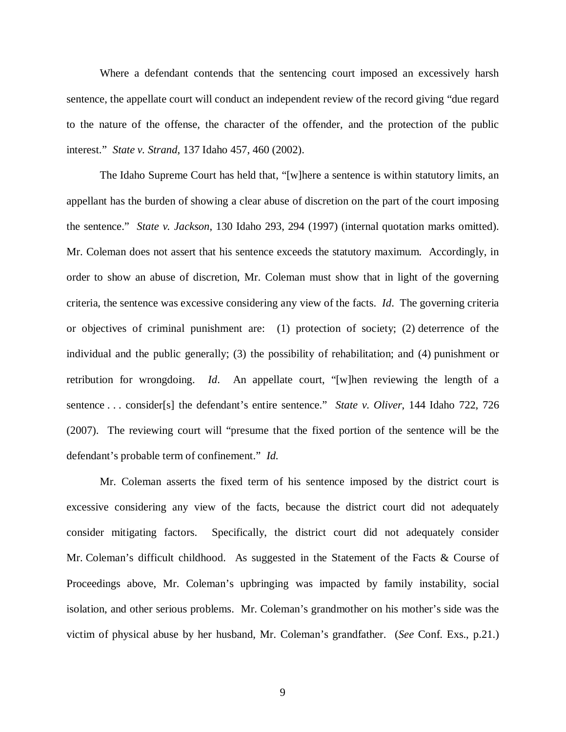Where a defendant contends that the sentencing court imposed an excessively harsh sentence, the appellate court will conduct an independent review of the record giving "due regard to the nature of the offense, the character of the offender, and the protection of the public interest." *State v. Strand*, 137 Idaho 457, 460 (2002).

The Idaho Supreme Court has held that, "[w]here a sentence is within statutory limits, an appellant has the burden of showing a clear abuse of discretion on the part of the court imposing the sentence." *State v. Jackson*, 130 Idaho 293, 294 (1997) (internal quotation marks omitted). Mr. Coleman does not assert that his sentence exceeds the statutory maximum. Accordingly, in order to show an abuse of discretion, Mr. Coleman must show that in light of the governing criteria, the sentence was excessive considering any view of the facts. *Id*. The governing criteria or objectives of criminal punishment are: (1) protection of society; (2) deterrence of the individual and the public generally; (3) the possibility of rehabilitation; and (4) punishment or retribution for wrongdoing. *Id*. An appellate court, "[w]hen reviewing the length of a sentence . . . consider[s] the defendant's entire sentence." *State v. Oliver*, 144 Idaho 722, 726 (2007). The reviewing court will "presume that the fixed portion of the sentence will be the defendant's probable term of confinement." *Id.*

Mr. Coleman asserts the fixed term of his sentence imposed by the district court is excessive considering any view of the facts, because the district court did not adequately consider mitigating factors. Specifically, the district court did not adequately consider Mr. Coleman's difficult childhood. As suggested in the Statement of the Facts & Course of Proceedings above, Mr. Coleman's upbringing was impacted by family instability, social isolation, and other serious problems. Mr. Coleman's grandmother on his mother's side was the victim of physical abuse by her husband, Mr. Coleman's grandfather. (*See* Conf. Exs., p.21.)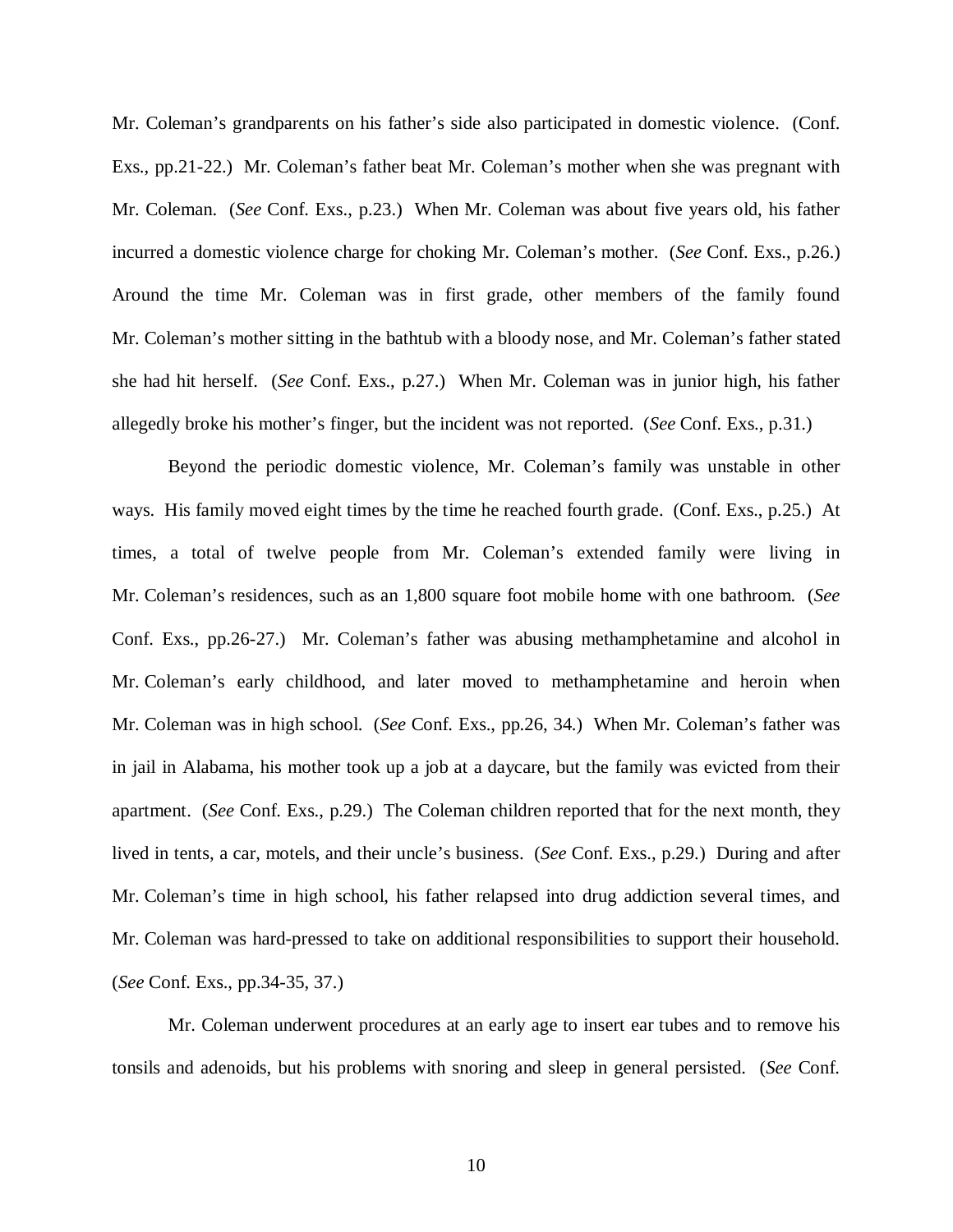Mr. Coleman's grandparents on his father's side also participated in domestic violence. (Conf. Exs., pp.21-22.) Mr. Coleman's father beat Mr. Coleman's mother when she was pregnant with Mr. Coleman. (*See* Conf. Exs., p.23.) When Mr. Coleman was about five years old, his father incurred a domestic violence charge for choking Mr. Coleman's mother. (*See* Conf. Exs., p.26.) Around the time Mr. Coleman was in first grade, other members of the family found Mr. Coleman's mother sitting in the bathtub with a bloody nose, and Mr. Coleman's father stated she had hit herself. (*See* Conf. Exs., p.27.) When Mr. Coleman was in junior high, his father allegedly broke his mother's finger, but the incident was not reported. (*See* Conf. Exs., p.31.)

Beyond the periodic domestic violence, Mr. Coleman's family was unstable in other ways. His family moved eight times by the time he reached fourth grade. (Conf. Exs., p.25.) At times, a total of twelve people from Mr. Coleman's extended family were living in Mr. Coleman's residences, such as an 1,800 square foot mobile home with one bathroom. (*See* Conf. Exs., pp.26-27.) Mr. Coleman's father was abusing methamphetamine and alcohol in Mr. Coleman's early childhood, and later moved to methamphetamine and heroin when Mr. Coleman was in high school. (*See* Conf. Exs., pp.26, 34.) When Mr. Coleman's father was in jail in Alabama, his mother took up a job at a daycare, but the family was evicted from their apartment. (*See* Conf. Exs., p.29.) The Coleman children reported that for the next month, they lived in tents, a car, motels, and their uncle's business. (*See* Conf. Exs., p.29.) During and after Mr. Coleman's time in high school, his father relapsed into drug addiction several times, and Mr. Coleman was hard-pressed to take on additional responsibilities to support their household. (*See* Conf. Exs., pp.34-35, 37.)

Mr. Coleman underwent procedures at an early age to insert ear tubes and to remove his tonsils and adenoids, but his problems with snoring and sleep in general persisted. (*See* Conf.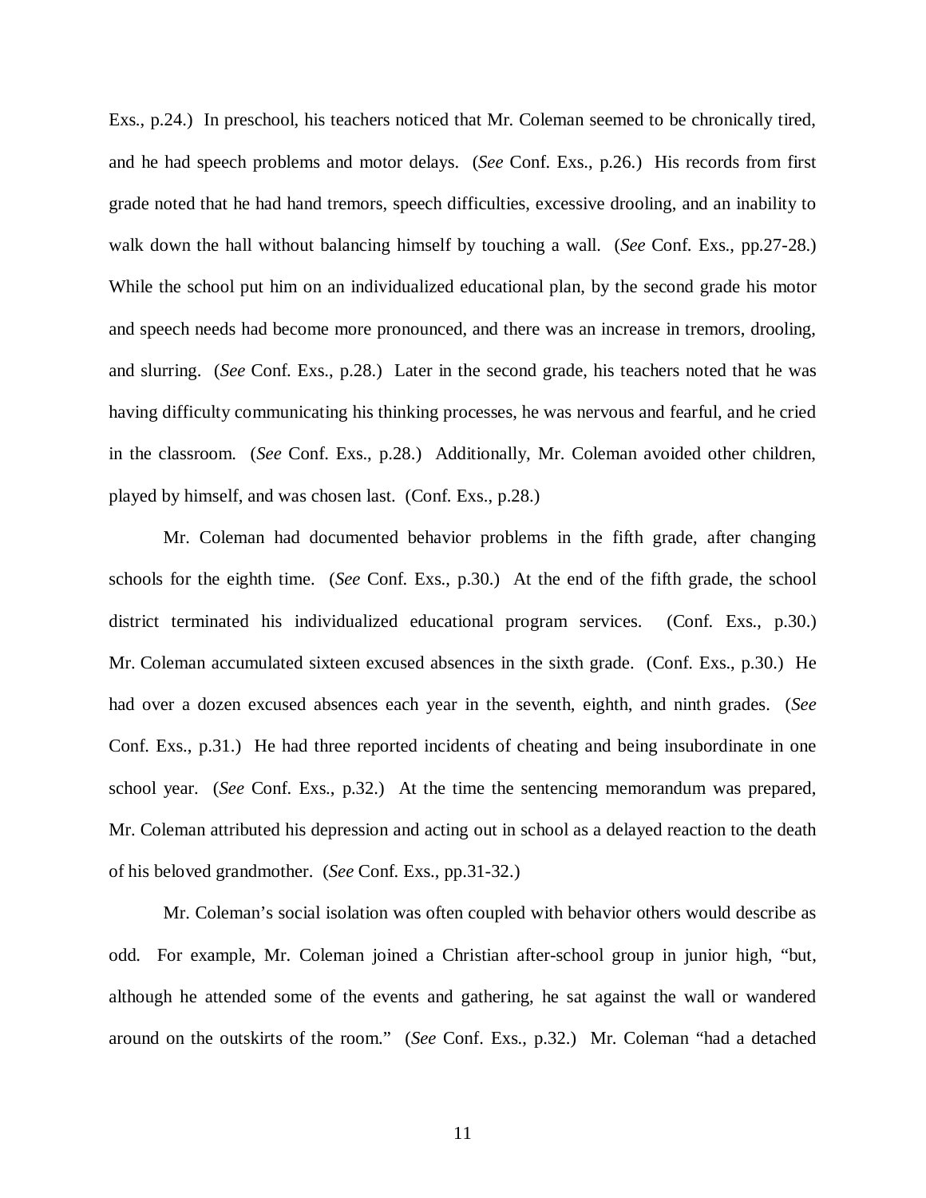Exs., p.24.) In preschool, his teachers noticed that Mr. Coleman seemed to be chronically tired, and he had speech problems and motor delays. (*See* Conf. Exs., p.26.) His records from first grade noted that he had hand tremors, speech difficulties, excessive drooling, and an inability to walk down the hall without balancing himself by touching a wall. (*See* Conf. Exs., pp.27-28.) While the school put him on an individualized educational plan, by the second grade his motor and speech needs had become more pronounced, and there was an increase in tremors, drooling, and slurring. (*See* Conf. Exs., p.28.) Later in the second grade, his teachers noted that he was having difficulty communicating his thinking processes, he was nervous and fearful, and he cried in the classroom. (*See* Conf. Exs., p.28.) Additionally, Mr. Coleman avoided other children, played by himself, and was chosen last. (Conf. Exs., p.28.)

Mr. Coleman had documented behavior problems in the fifth grade, after changing schools for the eighth time. (*See* Conf. Exs., p.30.) At the end of the fifth grade, the school district terminated his individualized educational program services. (Conf. Exs., p.30.) Mr. Coleman accumulated sixteen excused absences in the sixth grade. (Conf. Exs., p.30.) He had over a dozen excused absences each year in the seventh, eighth, and ninth grades. (*See* Conf. Exs., p.31.) He had three reported incidents of cheating and being insubordinate in one school year. (*See* Conf. Exs., p.32.) At the time the sentencing memorandum was prepared, Mr. Coleman attributed his depression and acting out in school as a delayed reaction to the death of his beloved grandmother. (*See* Conf. Exs., pp.31-32.)

Mr. Coleman's social isolation was often coupled with behavior others would describe as odd. For example, Mr. Coleman joined a Christian after-school group in junior high, "but, although he attended some of the events and gathering, he sat against the wall or wandered around on the outskirts of the room." (*See* Conf. Exs., p.32.) Mr. Coleman "had a detached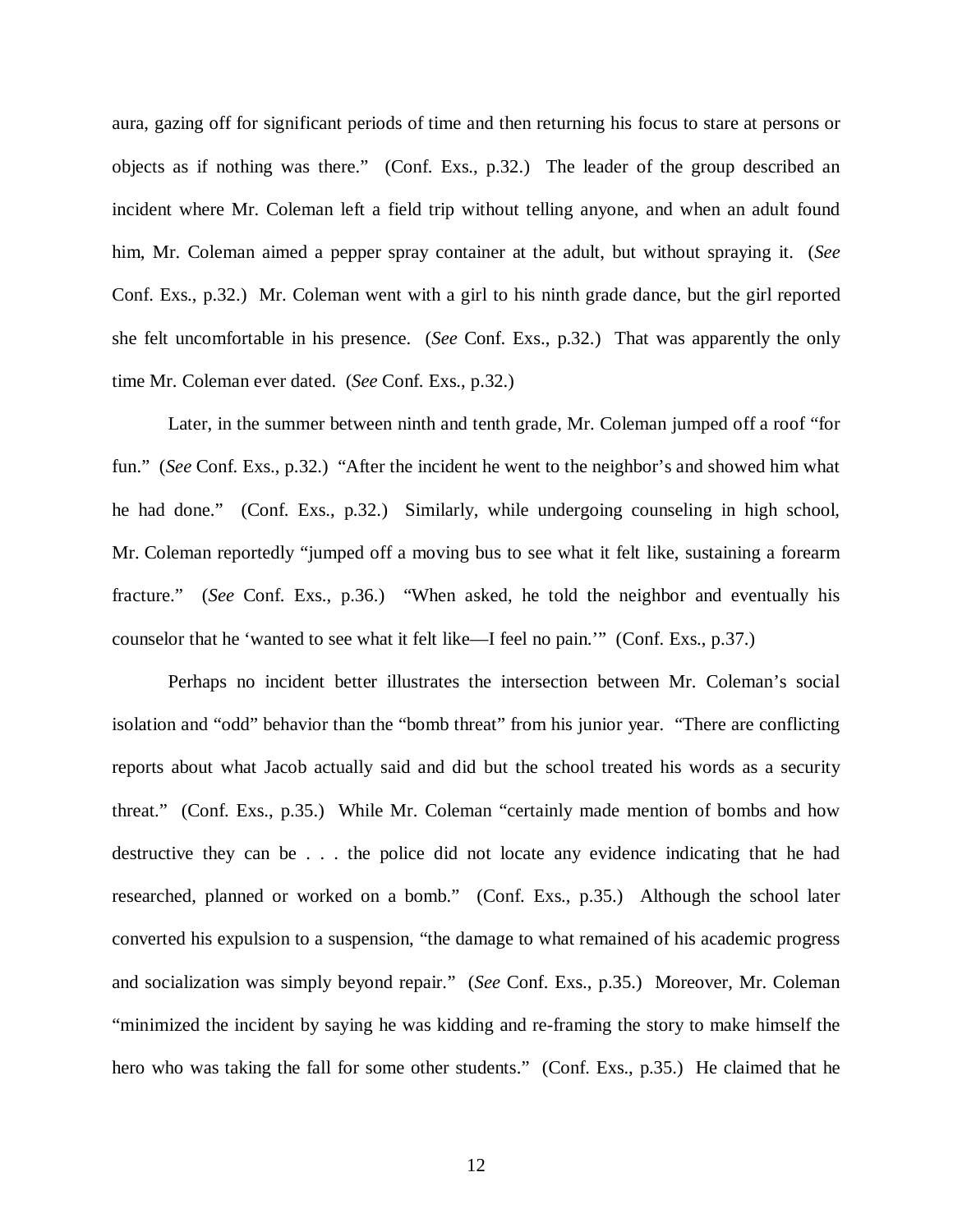aura, gazing off for significant periods of time and then returning his focus to stare at persons or objects as if nothing was there." (Conf. Exs., p.32.) The leader of the group described an incident where Mr. Coleman left a field trip without telling anyone, and when an adult found him, Mr. Coleman aimed a pepper spray container at the adult, but without spraying it. (*See* Conf. Exs., p.32.) Mr. Coleman went with a girl to his ninth grade dance, but the girl reported she felt uncomfortable in his presence. (*See* Conf. Exs., p.32.) That was apparently the only time Mr. Coleman ever dated. (*See* Conf. Exs., p.32.)

Later, in the summer between ninth and tenth grade, Mr. Coleman jumped off a roof "for fun." (*See* Conf. Exs., p.32.) "After the incident he went to the neighbor's and showed him what he had done." (Conf. Exs., p.32.) Similarly, while undergoing counseling in high school, Mr. Coleman reportedly "jumped off a moving bus to see what it felt like, sustaining a forearm fracture." (*See* Conf. Exs., p.36.) "When asked, he told the neighbor and eventually his counselor that he 'wanted to see what it felt like—I feel no pain.'" (Conf. Exs., p.37.)

Perhaps no incident better illustrates the intersection between Mr. Coleman's social isolation and "odd" behavior than the "bomb threat" from his junior year. "There are conflicting reports about what Jacob actually said and did but the school treated his words as a security threat." (Conf. Exs., p.35.) While Mr. Coleman "certainly made mention of bombs and how destructive they can be . . . the police did not locate any evidence indicating that he had researched, planned or worked on a bomb." (Conf. Exs., p.35.) Although the school later converted his expulsion to a suspension, "the damage to what remained of his academic progress and socialization was simply beyond repair." (*See* Conf. Exs., p.35.) Moreover, Mr. Coleman "minimized the incident by saying he was kidding and re-framing the story to make himself the hero who was taking the fall for some other students." (Conf. Exs., p.35.) He claimed that he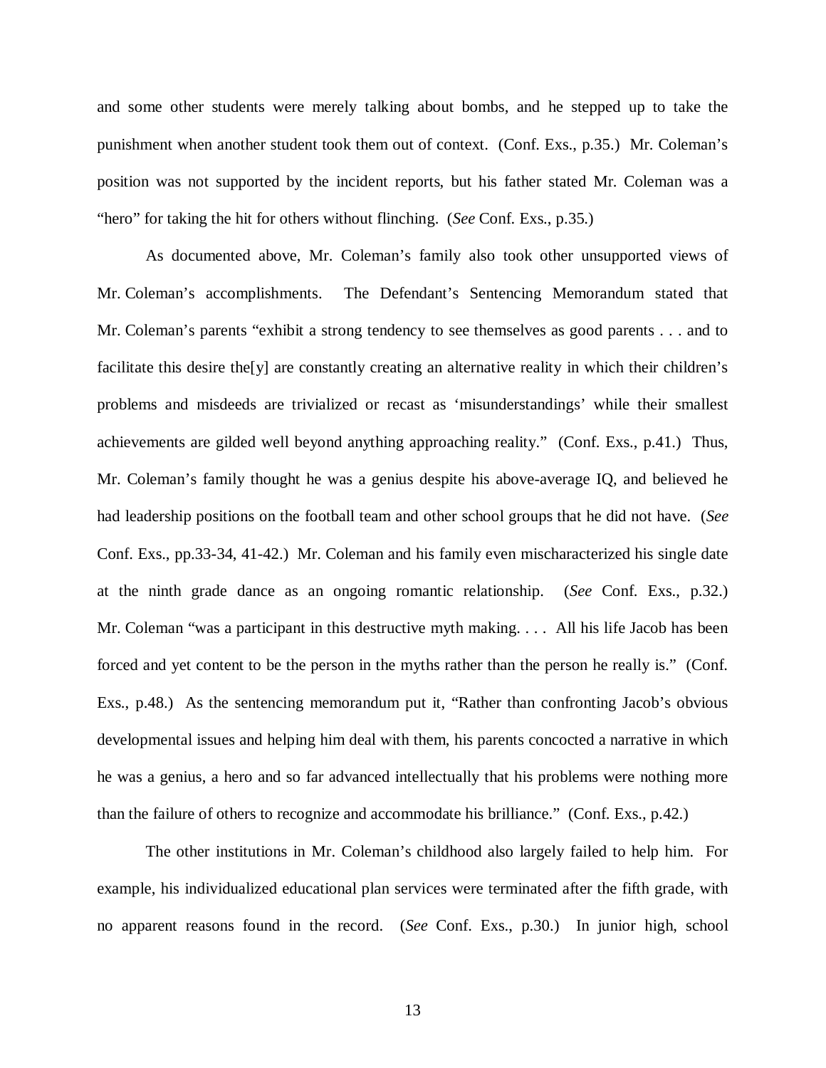and some other students were merely talking about bombs, and he stepped up to take the punishment when another student took them out of context. (Conf. Exs., p.35.) Mr. Coleman's position was not supported by the incident reports, but his father stated Mr. Coleman was a "hero" for taking the hit for others without flinching. (*See* Conf. Exs., p.35.)

As documented above, Mr. Coleman's family also took other unsupported views of Mr. Coleman's accomplishments. The Defendant's Sentencing Memorandum stated that Mr. Coleman's parents "exhibit a strong tendency to see themselves as good parents . . . and to facilitate this desire the[y] are constantly creating an alternative reality in which their children's problems and misdeeds are trivialized or recast as 'misunderstandings' while their smallest achievements are gilded well beyond anything approaching reality." (Conf. Exs., p.41.) Thus, Mr. Coleman's family thought he was a genius despite his above-average IQ, and believed he had leadership positions on the football team and other school groups that he did not have. (*See* Conf. Exs., pp.33-34, 41-42.) Mr. Coleman and his family even mischaracterized his single date at the ninth grade dance as an ongoing romantic relationship. (*See* Conf. Exs., p.32.) Mr. Coleman "was a participant in this destructive myth making. . . . All his life Jacob has been forced and yet content to be the person in the myths rather than the person he really is." (Conf. Exs., p.48.) As the sentencing memorandum put it, "Rather than confronting Jacob's obvious developmental issues and helping him deal with them, his parents concocted a narrative in which he was a genius, a hero and so far advanced intellectually that his problems were nothing more than the failure of others to recognize and accommodate his brilliance." (Conf. Exs., p.42.)

The other institutions in Mr. Coleman's childhood also largely failed to help him. For example, his individualized educational plan services were terminated after the fifth grade, with no apparent reasons found in the record. (*See* Conf. Exs., p.30.) In junior high, school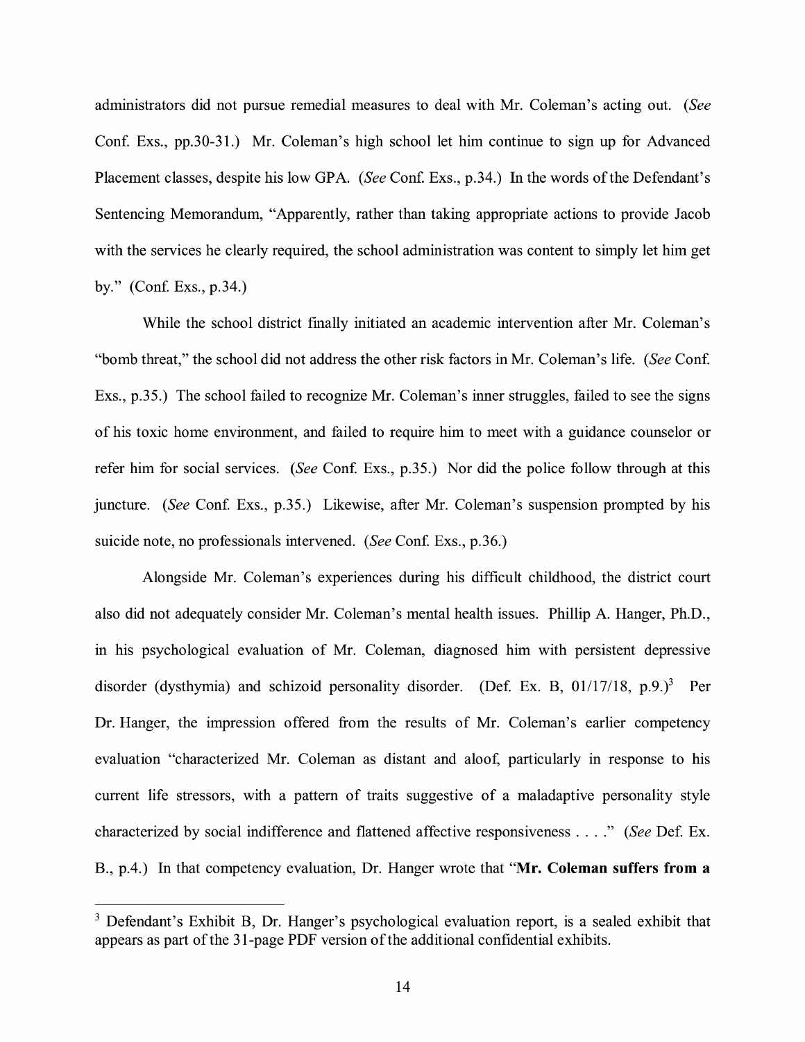administrators did not pursue remedial measures to deal with Mr. Coleman's acting out. (*See* Conf. Exs., pp.30-31.) Mr. Coleman's high school let him continue to sign up for Advanced Placement classes, despite his low GPA. (*See* Conf. Exs., p.34.) In the words of the Defendant's Sentencing Memorandum, "Apparently, rather than taking appropriate actions to provide Jacob with the services he clearly required, the school administration was content to simply let him get by." (Conf. Exs., p.34.)

While the school district finally initiated an academic intervention after Mr. Coleman's "bomb threat," the school did not address the other risk factors in Mr. Coleman's life. (*See* Conf. Exs., p.35.) The school failed to recognize Mr. Coleman's inner struggles, failed to see the signs of his toxic home environment, and failed to require him to meet with a guidance counselor or refer him for social services. (*See* Conf. Exs., p.35.) Nor did the police follow through at this juncture. (*See* Conf. Exs., p.35.) Likewise, after Mr. Coleman's suspension prompted by his suicide note, no professionals intervened. (*See* Conf. Exs., p.36.)

Alongside Mr. Coleman's experiences during his difficult childhood, the district court also did not adequately consider Mr. Coleman's mental health issues. Phillip A. Hanger, Ph.D., in his psychological evaluation of Mr. Coleman, diagnosed him with persistent depressive disorder (dysthymia) and schizoid personality disorder. (Def. Ex. B, 01/17/18, p.9.)[3] Per Dr. Hanger, the impression offered from the results of Mr. Coleman's earlier competency evaluation "characterized Mr. Coleman as distant and aloof, particularly in response to his current life stressors, with a pattern of traits suggestive of a maladaptive personality style characterized by social indifference and flattened affective responsiveness . . . ." (*See* Def. Ex. B., p.4.) In that competency evaluation, Dr. Hanger wrote that "**Mr. Coleman suffers from a**

---

[3] Defendant's Exhibit B, Dr. Hanger's psychological evaluation report, is a sealed exhibit that appears as part of the 31-page PDF version of the additional confidential exhibits.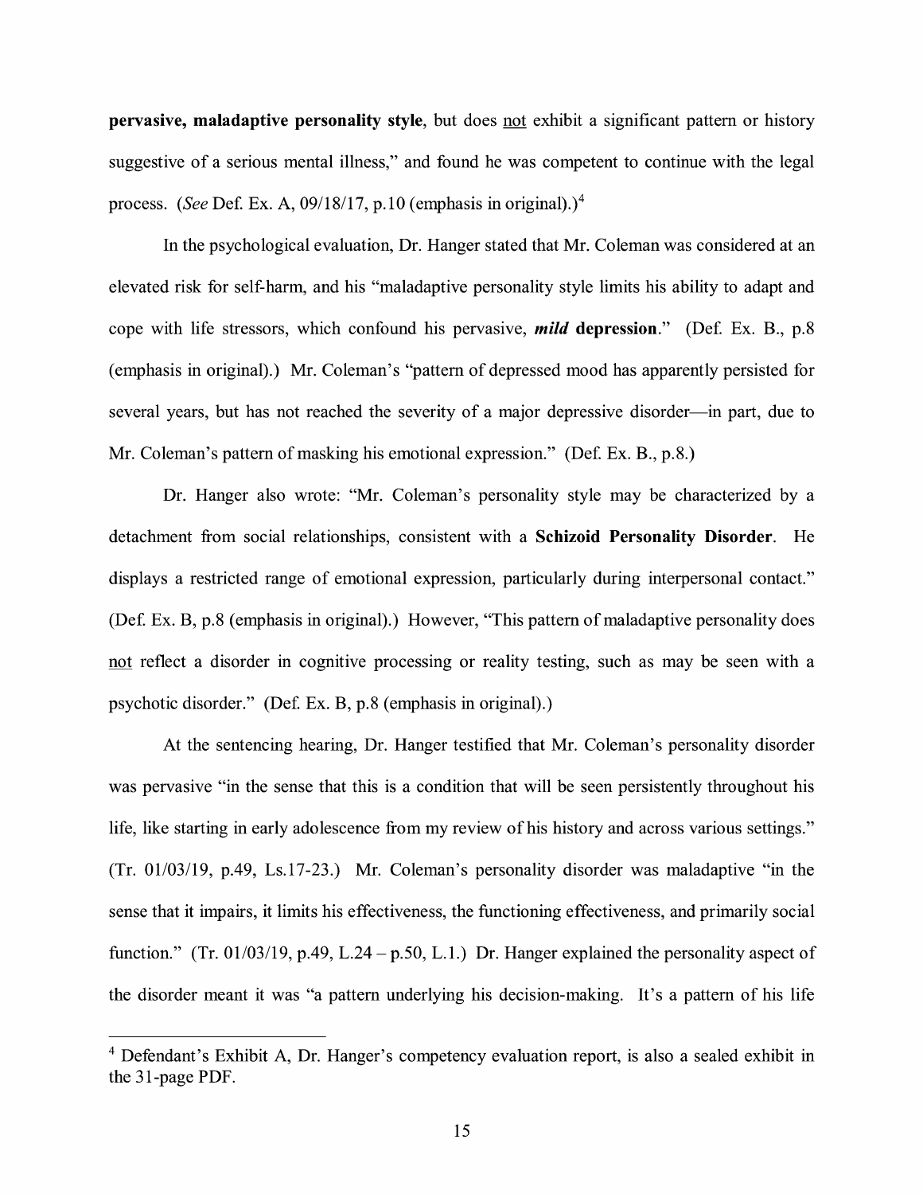**pervasive, maladaptive personality style**, but does not exhibit a significant pattern or history suggestive of a serious mental illness," and found he was competent to continue with the legal process. (*See* Def. Ex. A, 09/18/17, p.10 (emphasis in original).)[4]

In the psychological evaluation, Dr. Hanger stated that Mr. Coleman was considered at an elevated risk for self-harm, and his "maladaptive personality style limits his ability to adapt and cope with life stressors, which confound his pervasive, ***mild* depression**." (Def. Ex. B., p.8 (emphasis in original).) Mr. Coleman's "pattern of depressed mood has apparently persisted for several years, but has not reached the severity of a major depressive disorder—in part, due to Mr. Coleman's pattern of masking his emotional expression." (Def. Ex. B., p.8.)

Dr. Hanger also wrote: "Mr. Coleman's personality style may be characterized by a detachment from social relationships, consistent with a **Schizoid Personality Disorder**. He displays a restricted range of emotional expression, particularly during interpersonal contact." (Def. Ex. B, p.8 (emphasis in original).) However, "This pattern of maladaptive personality does not reflect a disorder in cognitive processing or reality testing, such as may be seen with a psychotic disorder." (Def. Ex. B, p.8 (emphasis in original).)

At the sentencing hearing, Dr. Hanger testified that Mr. Coleman's personality disorder was pervasive "in the sense that this is a condition that will be seen persistently throughout his life, like starting in early adolescence from my review of his history and across various settings." (Tr. 01/03/19, p.49, Ls.17-23.) Mr. Coleman's personality disorder was maladaptive "in the sense that it impairs, it limits his effectiveness, the functioning effectiveness, and primarily social function." (Tr. 01/03/19, p.49, L.24 – p.50, L.1.) Dr. Hanger explained the personality aspect of the disorder meant it was "a pattern underlying his decision-making. It's a pattern of his life

[4] Defendant's Exhibit A, Dr. Hanger's competency evaluation report, is also a sealed exhibit in the 31-page PDF.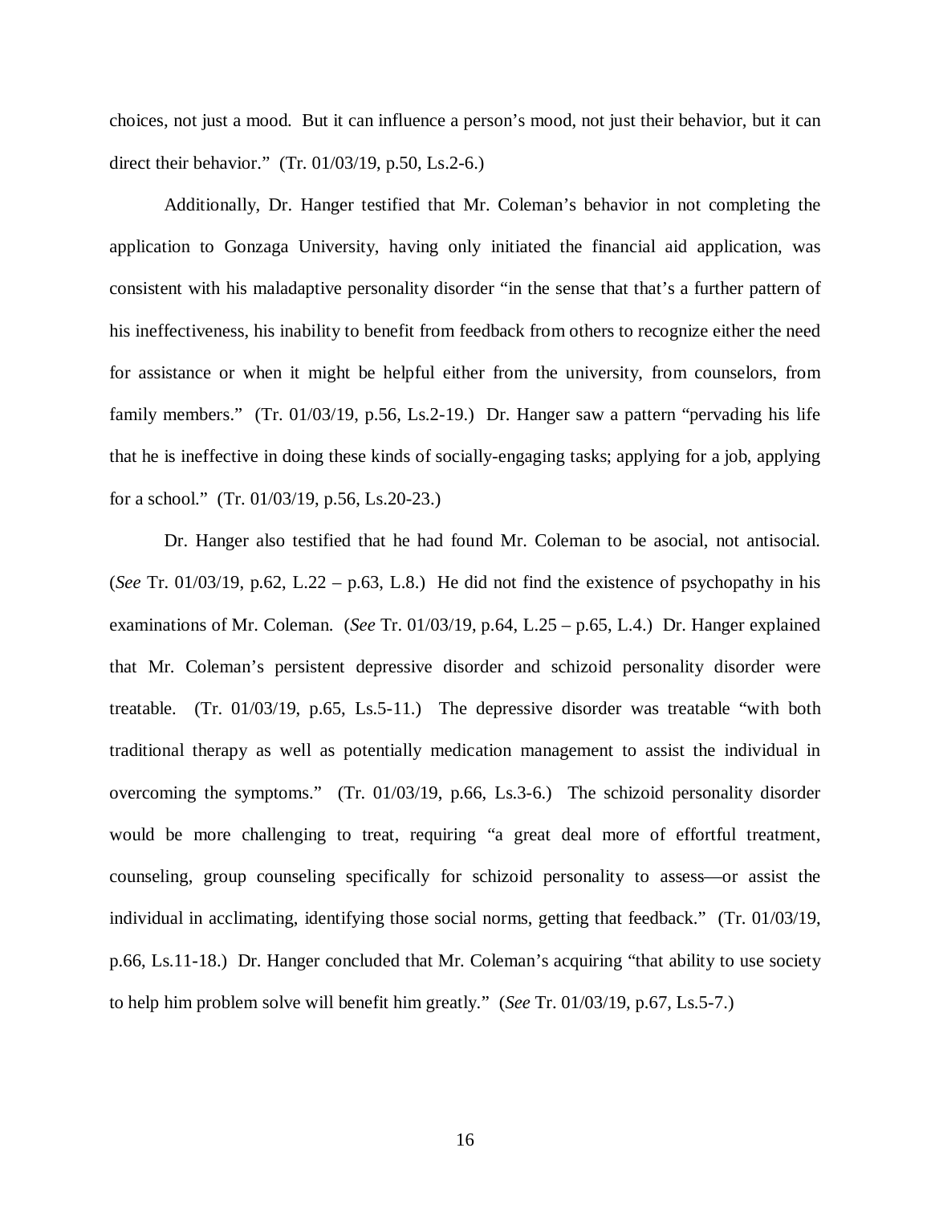choices, not just a mood. But it can influence a person's mood, not just their behavior, but it can direct their behavior." (Tr. 01/03/19, p.50, Ls.2-6.)

Additionally, Dr. Hanger testified that Mr. Coleman's behavior in not completing the application to Gonzaga University, having only initiated the financial aid application, was consistent with his maladaptive personality disorder "in the sense that that's a further pattern of his ineffectiveness, his inability to benefit from feedback from others to recognize either the need for assistance or when it might be helpful either from the university, from counselors, from family members." (Tr. 01/03/19, p.56, Ls.2-19.) Dr. Hanger saw a pattern "pervading his life that he is ineffective in doing these kinds of socially-engaging tasks; applying for a job, applying for a school." (Tr. 01/03/19, p.56, Ls.20-23.)

Dr. Hanger also testified that he had found Mr. Coleman to be asocial, not antisocial. (*See* Tr. 01/03/19, p.62, L.22 – p.63, L.8.) He did not find the existence of psychopathy in his examinations of Mr. Coleman. (*See* Tr. 01/03/19, p.64, L.25 – p.65, L.4.) Dr. Hanger explained that Mr. Coleman's persistent depressive disorder and schizoid personality disorder were treatable. (Tr. 01/03/19, p.65, Ls.5-11.) The depressive disorder was treatable "with both traditional therapy as well as potentially medication management to assist the individual in overcoming the symptoms." (Tr. 01/03/19, p.66, Ls.3-6.) The schizoid personality disorder would be more challenging to treat, requiring "a great deal more of effortful treatment, counseling, group counseling specifically for schizoid personality to assess—or assist the individual in acclimating, identifying those social norms, getting that feedback." (Tr. 01/03/19, p.66, Ls.11-18.) Dr. Hanger concluded that Mr. Coleman's acquiring "that ability to use society to help him problem solve will benefit him greatly." (*See* Tr. 01/03/19, p.67, Ls.5-7.)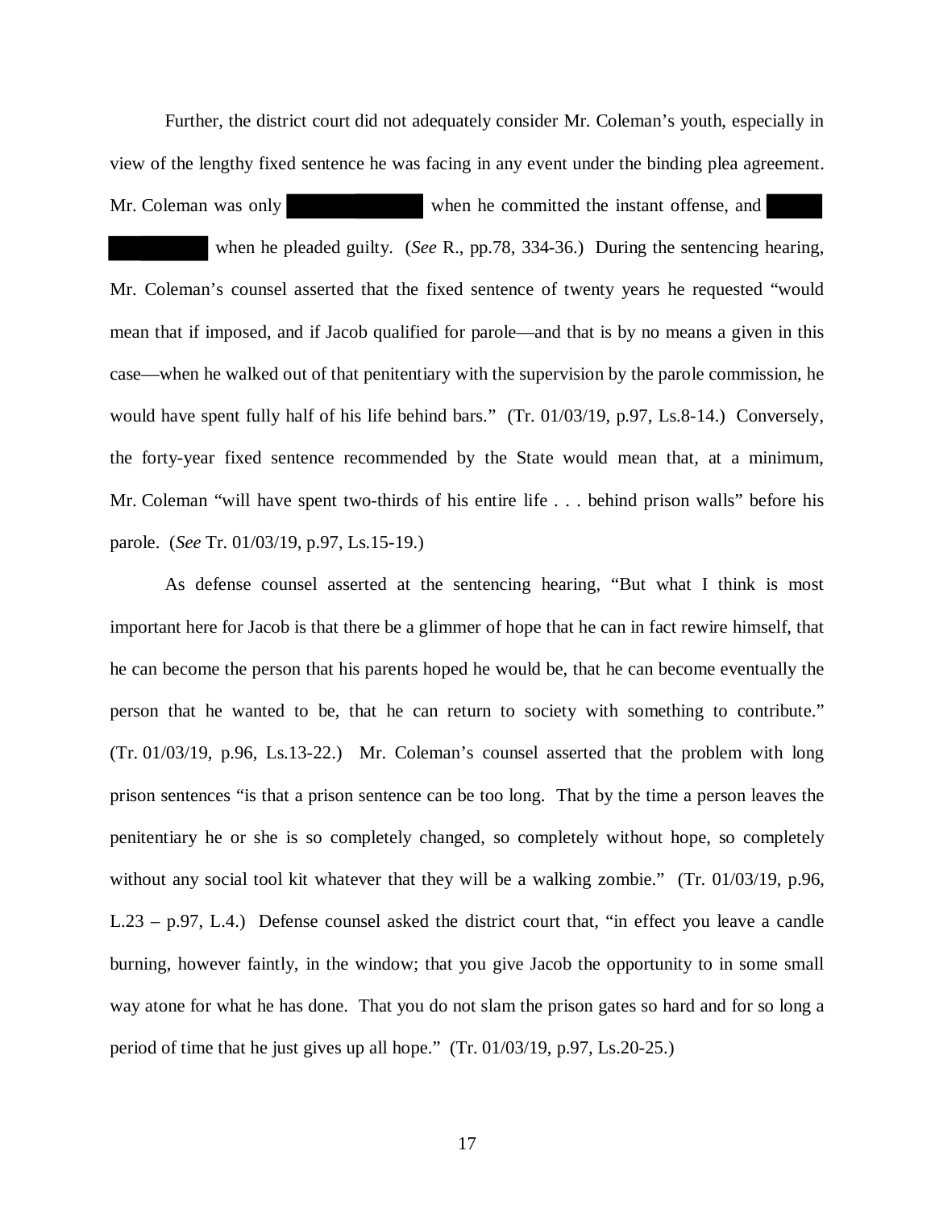Further, the district court did not adequately consider Mr. Coleman's youth, especially in view of the lengthy fixed sentence he was facing in any event under the binding plea agreement. Mr. Coleman was only [redacted] when he committed the instant offense, and [redacted] when he pleaded guilty. (*See* R., pp.78, 334-36.) During the sentencing hearing, Mr. Coleman's counsel asserted that the fixed sentence of twenty years he requested "would mean that if imposed, and if Jacob qualified for parole—and that is by no means a given in this case—when he walked out of that penitentiary with the supervision by the parole commission, he would have spent fully half of his life behind bars." (Tr. 01/03/19, p.97, Ls.8-14.) Conversely, the forty-year fixed sentence recommended by the State would mean that, at a minimum, Mr. Coleman "will have spent two-thirds of his entire life . . . behind prison walls" before his parole. (*See* Tr. 01/03/19, p.97, Ls.15-19.)

As defense counsel asserted at the sentencing hearing, "But what I think is most important here for Jacob is that there be a glimmer of hope that he can in fact rewire himself, that he can become the person that his parents hoped he would be, that he can become eventually the person that he wanted to be, that he can return to society with something to contribute." (Tr. 01/03/19, p.96, Ls.13-22.) Mr. Coleman's counsel asserted that the problem with long prison sentences "is that a prison sentence can be too long. That by the time a person leaves the penitentiary he or she is so completely changed, so completely without hope, so completely without any social tool kit whatever that they will be a walking zombie." (Tr. 01/03/19, p.96, L.23 – p.97, L.4.) Defense counsel asked the district court that, "in effect you leave a candle burning, however faintly, in the window; that you give Jacob the opportunity to in some small way atone for what he has done. That you do not slam the prison gates so hard and for so long a period of time that he just gives up all hope." (Tr. 01/03/19, p.97, Ls.20-25.)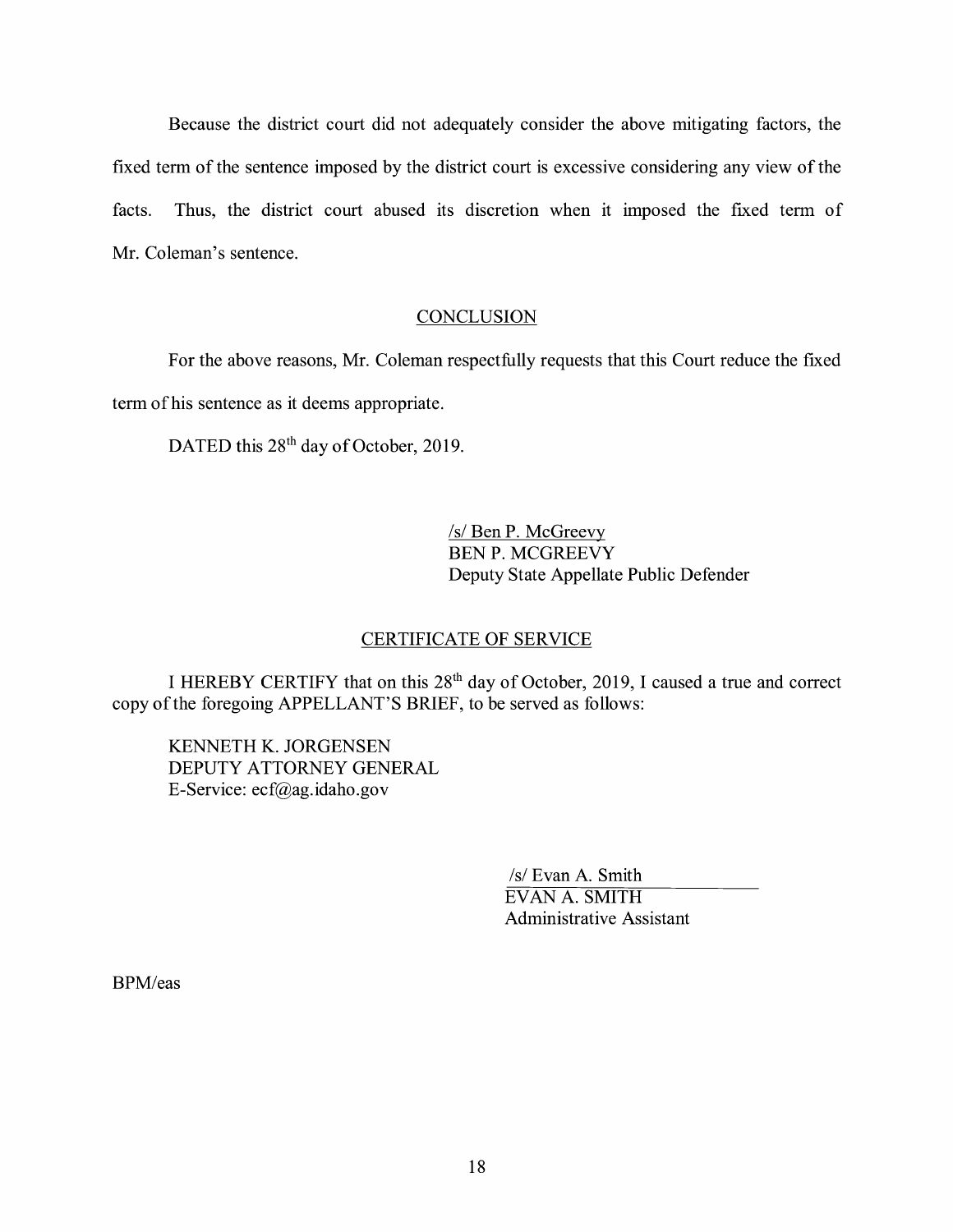Because the district court did not adequately consider the above mitigating factors, the fixed term of the sentence imposed by the district court is excessive considering any view of the facts. Thus, the district court abused its discretion when it imposed the fixed term of Mr. Coleman's sentence.

## CONCLUSION

For the above reasons, Mr. Coleman respectfully requests that this Court reduce the fixed term of his sentence as it deems appropriate.

DATED this 28th day of October, 2019.

/s/ Ben P. McGreevy
BEN P. MCGREEVY
Deputy State Appellate Public Defender

## CERTIFICATE OF SERVICE

I HEREBY CERTIFY that on this 28th day of October, 2019, I caused a true and correct copy of the foregoing APPELLANT'S BRIEF, to be served as follows:

KENNETH K. JORGENSEN
DEPUTY ATTORNEY GENERAL
E-Service: ecf@ag.idaho.gov

/s/ Evan A. Smith
EVAN A. SMITH
Administrative Assistant

BPM/eas